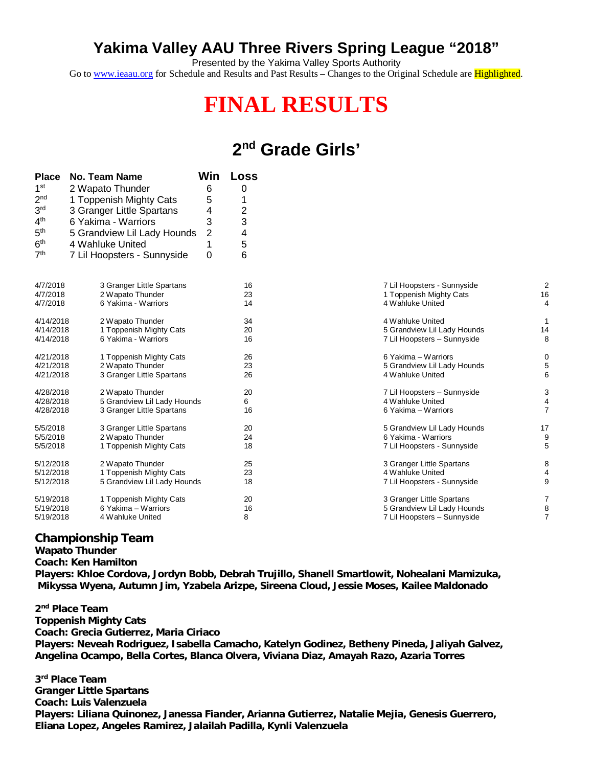# Yakima Valley AAU Three Rivers Spring League "2018"

Presented by the Yakima Valley Sports Authority

Go to www.ieaau.org for Schedule and Results and Past Results – Changes to the Original Schedule are Highlighted.

# FINAL RESULTS

## 2nd Grade Girls'

| Place | No. Team Name | Win | Loss |
|---|---|---|---|
| 1st | 2 Wapato Thunder | 6 | 0 |
| 2nd | 1 Toppenish Mighty Cats | 5 | 1 |
| 3rd | 3 Granger Little Spartans | 4 | 2 |
| 4th | 6 Yakima - Warriors | 3 | 3 |
| 5th | 5 Grandview Lil Lady Hounds | 2 | 4 |
| 6th | 4 Wahluke United | 1 | 5 |
| 7th | 7 Lil Hoopsters - Sunnyside | 0 | 6 |

| Date | Team | Score | Opponent | Score |
|---|---|---|---|---|
| 4/7/2018 | 3 Granger Little Spartans | 16 | 7 Lil Hoopsters - Sunnyside | 2 |
| 4/7/2018 | 2 Wapato Thunder | 23 | 1 Toppenish Mighty Cats | 16 |
| 4/7/2018 | 6 Yakima - Warriors | 14 | 4 Wahluke United | 4 |
| 4/14/2018 | 2 Wapato Thunder | 34 | 4 Wahluke United | 1 |
| 4/14/2018 | 1 Toppenish Mighty Cats | 20 | 5 Grandview Lil Lady Hounds | 14 |
| 4/14/2018 | 6 Yakima - Warriors | 16 | 7 Lil Hoopsters – Sunnyside | 8 |
| 4/21/2018 | 1 Toppenish Mighty Cats | 26 | 6 Yakima – Warriors | 0 |
| 4/21/2018 | 2 Wapato Thunder | 23 | 5 Grandview Lil Lady Hounds | 5 |
| 4/21/2018 | 3 Granger Little Spartans | 26 | 4 Wahluke United | 6 |
| 4/28/2018 | 2 Wapato Thunder | 20 | 7 Lil Hoopsters – Sunnyside | 3 |
| 4/28/2018 | 5 Grandview Lil Lady Hounds | 6 | 4 Wahluke United | 4 |
| 4/28/2018 | 3 Granger Little Spartans | 16 | 6 Yakima – Warriors | 7 |
| 5/5/2018 | 3 Granger Little Spartans | 20 | 5 Grandview Lil Lady Hounds | 17 |
| 5/5/2018 | 2 Wapato Thunder | 24 | 6 Yakima - Warriors | 9 |
| 5/5/2018 | 1 Toppenish Mighty Cats | 18 | 7 Lil Hoopsters - Sunnyside | 5 |
| 5/12/2018 | 2 Wapato Thunder | 25 | 3 Granger Little Spartans | 8 |
| 5/12/2018 | 1 Toppenish Mighty Cats | 23 | 4 Wahluke United | 4 |
| 5/12/2018 | 5 Grandview Lil Lady Hounds | 18 | 7 Lil Hoopsters - Sunnyside | 9 |
| 5/19/2018 | 1 Toppenish Mighty Cats | 20 | 3 Granger Little Spartans | 7 |
| 5/19/2018 | 6 Yakima – Warriors | 16 | 5 Grandview Lil Lady Hounds | 8 |
| 5/19/2018 | 4 Wahluke United | 8 | 7 Lil Hoopsters – Sunnyside | 7 |

**Championship Team**
**Wapato Thunder**
**Coach: Ken Hamilton**
**Players: Khloe Cordova, Jordyn Bobb, Debrah Trujillo, Shanell Smartlowit, Nohealani Mamizuka, Mikyssa Wyena, Autumn Jim, Yzabela Arizpe, Sireena Cloud, Jessie Moses, Kailee Maldonado**

**2nd Place Team**
**Toppenish Mighty Cats**
**Coach: Grecia Gutierrez, Maria Ciriaco**
**Players: Neveah Rodriguez, Isabella Camacho, Katelyn Godinez, Betheny Pineda, Jaliyah Galvez, Angelina Ocampo, Bella Cortes, Blanca Olvera, Viviana Diaz, Amayah Razo, Azaria Torres**

**3rd Place Team**
**Granger Little Spartans**
**Coach: Luis Valenzuela**
**Players: Liliana Quinonez, Janessa Fiander, Arianna Gutierrez, Natalie Mejia, Genesis Guerrero, Eliana Lopez, Angeles Ramirez, Jalailah Padilla, Kynli Valenzuela**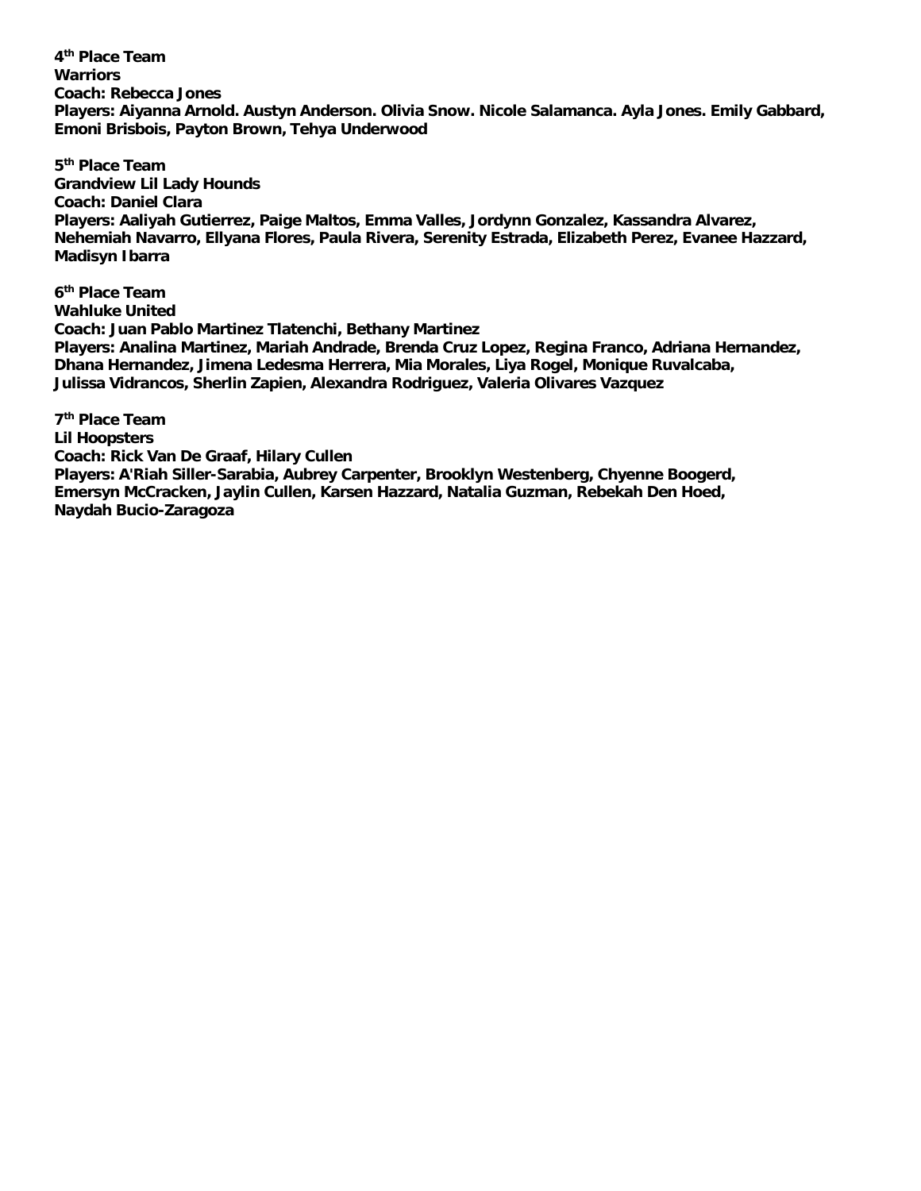**4th Place Team**
**Warriors**
**Coach: Rebecca Jones**
**Players: Aiyanna Arnold. Austyn Anderson. Olivia Snow. Nicole Salamanca. Ayla Jones. Emily Gabbard, Emoni Brisbois, Payton Brown, Tehya Underwood**

**5th Place Team**
**Grandview Lil Lady Hounds**
**Coach: Daniel Clara**
**Players: Aaliyah Gutierrez, Paige Maltos, Emma Valles, Jordynn Gonzalez, Kassandra Alvarez, Nehemiah Navarro, Ellyana Flores, Paula Rivera, Serenity Estrada, Elizabeth Perez, Evanee Hazzard, Madisyn Ibarra**

**6th Place Team**
**Wahluke United**
**Coach: Juan Pablo Martinez Tlatenchi, Bethany Martinez**
**Players: Analina Martinez, Mariah Andrade, Brenda Cruz Lopez, Regina Franco, Adriana Hernandez, Dhana Hernandez, Jimena Ledesma Herrera, Mia Morales, Liya Rogel, Monique Ruvalcaba, Julissa Vidrancos, Sherlin Zapien, Alexandra Rodriguez, Valeria Olivares Vazquez**

**7th Place Team**
**Lil Hoopsters**
**Coach: Rick Van De Graaf, Hilary Cullen**
**Players: A'Riah Siller-Sarabia, Aubrey Carpenter, Brooklyn Westenberg, Chyenne Boogerd, Emersyn McCracken, Jaylin Cullen, Karsen Hazzard, Natalia Guzman, Rebekah Den Hoed, Naydah Bucio-Zaragoza**